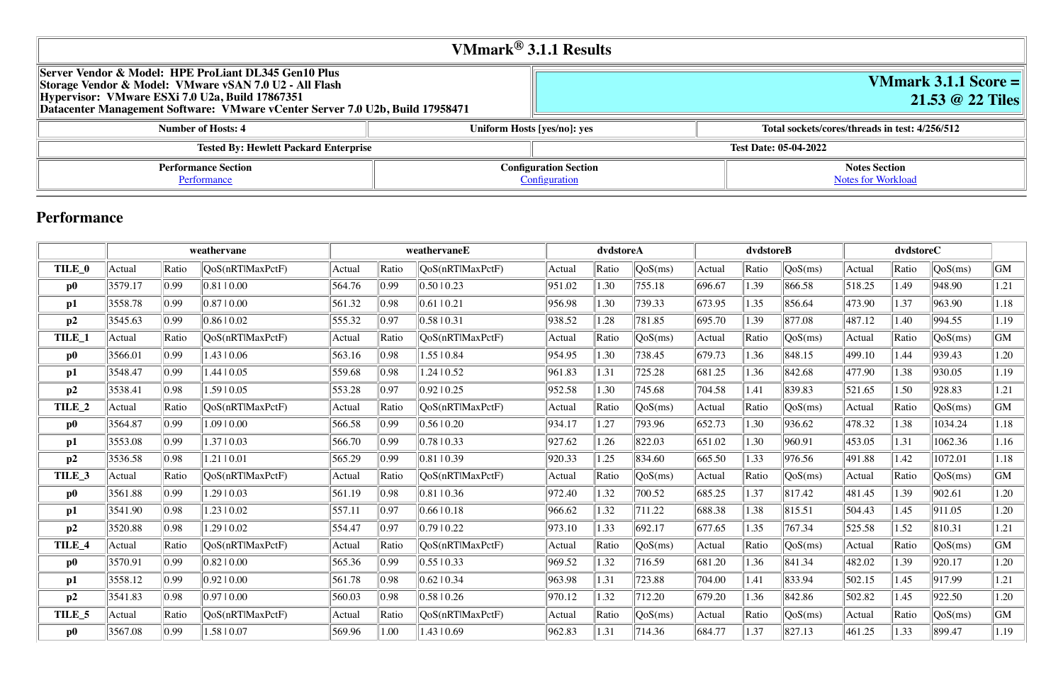# VMmark® 3.1.1 Results

| Server Vendor & Model: HPE ProLiant DL345 Gen10 Plus<br>Storage Vendor & Model: VMware vSAN 7.0 U2 - All Flash<br>Hypervisor: VMware ESXi 7.0 U2a, Build 17867351<br>Datacenter Management Software: VMware vCenter Server 7.0 U2b, Build 17958471 | **VMmark 3.1.1 Score = 21.53 @ 22 Tiles** |
|---|---|

| Number of Hosts: 4 | Uniform Hosts [yes/no]: yes | Total sockets/cores/threads in test: 4/256/512 |
|---|---|---|

| Tested By: Hewlett Packard Enterprise | Test Date: 05-04-2022 |
|---|---|

| Performance Section | Configuration Section | Notes Section |
|---|---|---|
| Performance | Configuration | Notes for Workload |

## Performance

| | weathervane | | | weathervaneE | | | dvdstoreA | | | dvdstoreB | | | dvdstoreC | | | |
|---|---|---|---|---|---|---|---|---|---|---|---|---|---|---|---|---|
| **TILE_0** | Actual | Ratio | QoS(nRT\|MaxPctF) | Actual | Ratio | QoS(nRT\|MaxPctF) | Actual | Ratio | QoS(ms) | Actual | Ratio | QoS(ms) | Actual | Ratio | QoS(ms) | GM |
| **p0** | 3579.17 | 0.99 | 0.81 \| 0.00 | 564.76 | 0.99 | 0.50 \| 0.23 | 951.02 | 1.30 | 755.18 | 696.67 | 1.39 | 866.58 | 518.25 | 1.49 | 948.90 | 1.21 |
| **p1** | 3558.78 | 0.99 | 0.87 \| 0.00 | 561.32 | 0.98 | 0.61 \| 0.21 | 956.98 | 1.30 | 739.33 | 673.95 | 1.35 | 856.64 | 473.90 | 1.37 | 963.90 | 1.18 |
| **p2** | 3545.63 | 0.99 | 0.86 \| 0.02 | 555.32 | 0.97 | 0.58 \| 0.31 | 938.52 | 1.28 | 781.85 | 695.70 | 1.39 | 877.08 | 487.12 | 1.40 | 994.55 | 1.19 |
| **TILE_1** | Actual | Ratio | QoS(nRT\|MaxPctF) | Actual | Ratio | QoS(nRT\|MaxPctF) | Actual | Ratio | QoS(ms) | Actual | Ratio | QoS(ms) | Actual | Ratio | QoS(ms) | GM |
| **p0** | 3566.01 | 0.99 | 1.43 \| 0.06 | 563.16 | 0.98 | 1.55 \| 0.84 | 954.95 | 1.30 | 738.45 | 679.73 | 1.36 | 848.15 | 499.10 | 1.44 | 939.43 | 1.20 |
| **p1** | 3548.47 | 0.99 | 1.44 \| 0.05 | 559.68 | 0.98 | 1.24 \| 0.52 | 961.83 | 1.31 | 725.28 | 681.25 | 1.36 | 842.68 | 477.90 | 1.38 | 930.05 | 1.19 |
| **p2** | 3538.41 | 0.98 | 1.59 \| 0.05 | 553.28 | 0.97 | 0.92 \| 0.25 | 952.58 | 1.30 | 745.68 | 704.58 | 1.41 | 839.83 | 521.65 | 1.50 | 928.83 | 1.21 |
| **TILE_2** | Actual | Ratio | QoS(nRT\|MaxPctF) | Actual | Ratio | QoS(nRT\|MaxPctF) | Actual | Ratio | QoS(ms) | Actual | Ratio | QoS(ms) | Actual | Ratio | QoS(ms) | GM |
| **p0** | 3564.87 | 0.99 | 1.09 \| 0.00 | 566.58 | 0.99 | 0.56 \| 0.20 | 934.17 | 1.27 | 793.96 | 652.73 | 1.30 | 936.62 | 478.32 | 1.38 | 1034.24 | 1.18 |
| **p1** | 3553.08 | 0.99 | 1.37 \| 0.03 | 566.70 | 0.99 | 0.78 \| 0.33 | 927.62 | 1.26 | 822.03 | 651.02 | 1.30 | 960.91 | 453.05 | 1.31 | 1062.36 | 1.16 |
| **p2** | 3536.58 | 0.98 | 1.21 \| 0.01 | 565.29 | 0.99 | 0.81 \| 0.39 | 920.33 | 1.25 | 834.60 | 665.50 | 1.33 | 976.56 | 491.88 | 1.42 | 1072.01 | 1.18 |
| **TILE_3** | Actual | Ratio | QoS(nRT\|MaxPctF) | Actual | Ratio | QoS(nRT\|MaxPctF) | Actual | Ratio | QoS(ms) | Actual | Ratio | QoS(ms) | Actual | Ratio | QoS(ms) | GM |
| **p0** | 3561.88 | 0.99 | 1.29 \| 0.03 | 561.19 | 0.98 | 0.81 \| 0.36 | 972.40 | 1.32 | 700.52 | 685.25 | 1.37 | 817.42 | 481.45 | 1.39 | 902.61 | 1.20 |
| **p1** | 3541.90 | 0.98 | 1.23 \| 0.02 | 557.11 | 0.97 | 0.66 \| 0.18 | 966.62 | 1.32 | 711.22 | 688.38 | 1.38 | 815.51 | 504.43 | 1.45 | 911.05 | 1.20 |
| **p2** | 3520.88 | 0.98 | 1.29 \| 0.02 | 554.47 | 0.97 | 0.79 \| 0.22 | 973.10 | 1.33 | 692.17 | 677.65 | 1.35 | 767.34 | 525.58 | 1.52 | 810.31 | 1.21 |
| **TILE_4** | Actual | Ratio | QoS(nRT\|MaxPctF) | Actual | Ratio | QoS(nRT\|MaxPctF) | Actual | Ratio | QoS(ms) | Actual | Ratio | QoS(ms) | Actual | Ratio | QoS(ms) | GM |
| **p0** | 3570.91 | 0.99 | 0.82 \| 0.00 | 565.36 | 0.99 | 0.55 \| 0.33 | 969.52 | 1.32 | 716.59 | 681.20 | 1.36 | 841.34 | 482.02 | 1.39 | 920.17 | 1.20 |
| **p1** | 3558.12 | 0.99 | 0.92 \| 0.00 | 561.78 | 0.98 | 0.62 \| 0.34 | 963.98 | 1.31 | 723.88 | 704.00 | 1.41 | 833.94 | 502.15 | 1.45 | 917.99 | 1.21 |
| **p2** | 3541.83 | 0.98 | 0.97 \| 0.00 | 560.03 | 0.98 | 0.58 \| 0.26 | 970.12 | 1.32 | 712.20 | 679.20 | 1.36 | 842.86 | 502.82 | 1.45 | 922.50 | 1.20 |
| **TILE_5** | Actual | Ratio | QoS(nRT\|MaxPctF) | Actual | Ratio | QoS(nRT\|MaxPctF) | Actual | Ratio | QoS(ms) | Actual | Ratio | QoS(ms) | Actual | Ratio | QoS(ms) | GM |
| **p0** | 3567.08 | 0.99 | 1.58 \| 0.07 | 569.96 | 1.00 | 1.43 \| 0.69 | 962.83 | 1.31 | 714.36 | 684.77 | 1.37 | 827.13 | 461.25 | 1.33 | 899.47 | 1.19 |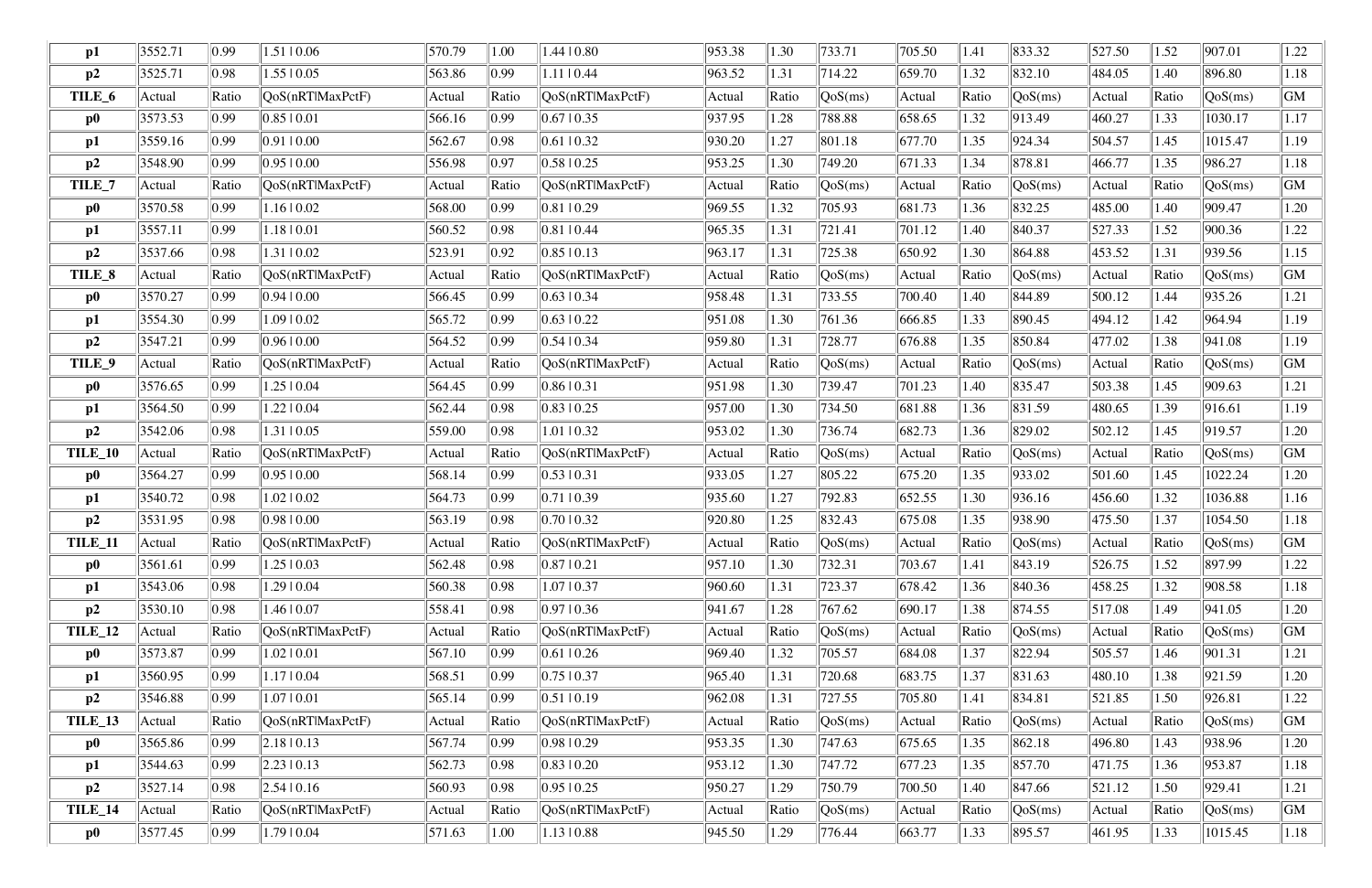| p1 | 3552.71 | 0.99 | 1.51 \| 0.06 | 570.79 | 1.00 | 1.44 \| 0.80 | 953.38 | 1.30 | 733.71 | 705.50 | 1.41 | 833.32 | 527.50 | 1.52 | 907.01 | 1.22 |
|---|---|---|---|---|---|---|---|---|---|---|---|---|---|---|---|---|
| **p2** | 3525.71 | 0.98 | 1.55 \| 0.05 | 563.86 | 0.99 | 1.11 \| 0.44 | 963.52 | 1.31 | 714.22 | 659.70 | 1.32 | 832.10 | 484.05 | 1.40 | 896.80 | 1.18 |
| **TILE_6** | Actual | Ratio | QoS(nRT\|MaxPctF) | Actual | Ratio | QoS(nRT\|MaxPctF) | Actual | Ratio | QoS(ms) | Actual | Ratio | QoS(ms) | Actual | Ratio | QoS(ms) | GM |
| **p0** | 3573.53 | 0.99 | 0.85 \| 0.01 | 566.16 | 0.99 | 0.67 \| 0.35 | 937.95 | 1.28 | 788.88 | 658.65 | 1.32 | 913.49 | 460.27 | 1.33 | 1030.17 | 1.17 |
| **p1** | 3559.16 | 0.99 | 0.91 \| 0.00 | 562.67 | 0.98 | 0.61 \| 0.32 | 930.20 | 1.27 | 801.18 | 677.70 | 1.35 | 924.34 | 504.57 | 1.45 | 1015.47 | 1.19 |
| **p2** | 3548.90 | 0.99 | 0.95 \| 0.00 | 556.98 | 0.97 | 0.58 \| 0.25 | 953.25 | 1.30 | 749.20 | 671.33 | 1.34 | 878.81 | 466.77 | 1.35 | 986.27 | 1.18 |
| **TILE_7** | Actual | Ratio | QoS(nRT\|MaxPctF) | Actual | Ratio | QoS(nRT\|MaxPctF) | Actual | Ratio | QoS(ms) | Actual | Ratio | QoS(ms) | Actual | Ratio | QoS(ms) | GM |
| **p0** | 3570.58 | 0.99 | 1.16 \| 0.02 | 568.00 | 0.99 | 0.81 \| 0.29 | 969.55 | 1.32 | 705.93 | 681.73 | 1.36 | 832.25 | 485.00 | 1.40 | 909.47 | 1.20 |
| **p1** | 3557.11 | 0.99 | 1.18 \| 0.01 | 560.52 | 0.98 | 0.81 \| 0.44 | 965.35 | 1.31 | 721.41 | 701.12 | 1.40 | 840.37 | 527.33 | 1.52 | 900.36 | 1.22 |
| **p2** | 3537.66 | 0.98 | 1.31 \| 0.02 | 523.91 | 0.92 | 0.85 \| 0.13 | 963.17 | 1.31 | 725.38 | 650.92 | 1.30 | 864.88 | 453.52 | 1.31 | 939.56 | 1.15 |
| **TILE_8** | Actual | Ratio | QoS(nRT\|MaxPctF) | Actual | Ratio | QoS(nRT\|MaxPctF) | Actual | Ratio | QoS(ms) | Actual | Ratio | QoS(ms) | Actual | Ratio | QoS(ms) | GM |
| **p0** | 3570.27 | 0.99 | 0.94 \| 0.00 | 566.45 | 0.99 | 0.63 \| 0.34 | 958.48 | 1.31 | 733.55 | 700.40 | 1.40 | 844.89 | 500.12 | 1.44 | 935.26 | 1.21 |
| **p1** | 3554.30 | 0.99 | 1.09 \| 0.02 | 565.72 | 0.99 | 0.63 \| 0.22 | 951.08 | 1.30 | 761.36 | 666.85 | 1.33 | 890.45 | 494.12 | 1.42 | 964.94 | 1.19 |
| **p2** | 3547.21 | 0.99 | 0.96 \| 0.00 | 564.52 | 0.99 | 0.54 \| 0.34 | 959.80 | 1.31 | 728.77 | 676.88 | 1.35 | 850.84 | 477.02 | 1.38 | 941.08 | 1.19 |
| **TILE_9** | Actual | Ratio | QoS(nRT\|MaxPctF) | Actual | Ratio | QoS(nRT\|MaxPctF) | Actual | Ratio | QoS(ms) | Actual | Ratio | QoS(ms) | Actual | Ratio | QoS(ms) | GM |
| **p0** | 3576.65 | 0.99 | 1.25 \| 0.04 | 564.45 | 0.99 | 0.86 \| 0.31 | 951.98 | 1.30 | 739.47 | 701.23 | 1.40 | 835.47 | 503.38 | 1.45 | 909.63 | 1.21 |
| **p1** | 3564.50 | 0.99 | 1.22 \| 0.04 | 562.44 | 0.98 | 0.83 \| 0.25 | 957.00 | 1.30 | 734.50 | 681.88 | 1.36 | 831.59 | 480.65 | 1.39 | 916.61 | 1.19 |
| **p2** | 3542.06 | 0.98 | 1.31 \| 0.05 | 559.00 | 0.98 | 1.01 \| 0.32 | 953.02 | 1.30 | 736.74 | 682.73 | 1.36 | 829.02 | 502.12 | 1.45 | 919.57 | 1.20 |
| **TILE_10** | Actual | Ratio | QoS(nRT\|MaxPctF) | Actual | Ratio | QoS(nRT\|MaxPctF) | Actual | Ratio | QoS(ms) | Actual | Ratio | QoS(ms) | Actual | Ratio | QoS(ms) | GM |
| **p0** | 3564.27 | 0.99 | 0.95 \| 0.00 | 568.14 | 0.99 | 0.53 \| 0.31 | 933.05 | 1.27 | 805.22 | 675.20 | 1.35 | 933.02 | 501.60 | 1.45 | 1022.24 | 1.20 |
| **p1** | 3540.72 | 0.98 | 1.02 \| 0.02 | 564.73 | 0.99 | 0.71 \| 0.39 | 935.60 | 1.27 | 792.83 | 652.55 | 1.30 | 936.16 | 456.60 | 1.32 | 1036.88 | 1.16 |
| **p2** | 3531.95 | 0.98 | 0.98 \| 0.00 | 563.19 | 0.98 | 0.70 \| 0.32 | 920.80 | 1.25 | 832.43 | 675.08 | 1.35 | 938.90 | 475.50 | 1.37 | 1054.50 | 1.18 |
| **TILE_11** | Actual | Ratio | QoS(nRT\|MaxPctF) | Actual | Ratio | QoS(nRT\|MaxPctF) | Actual | Ratio | QoS(ms) | Actual | Ratio | QoS(ms) | Actual | Ratio | QoS(ms) | GM |
| **p0** | 3561.61 | 0.99 | 1.25 \| 0.03 | 562.48 | 0.98 | 0.87 \| 0.21 | 957.10 | 1.30 | 732.31 | 703.67 | 1.41 | 843.19 | 526.75 | 1.52 | 897.99 | 1.22 |
| **p1** | 3543.06 | 0.98 | 1.29 \| 0.04 | 560.38 | 0.98 | 1.07 \| 0.37 | 960.60 | 1.31 | 723.37 | 678.42 | 1.36 | 840.36 | 458.25 | 1.32 | 908.58 | 1.18 |
| **p2** | 3530.10 | 0.98 | 1.46 \| 0.07 | 558.41 | 0.98 | 0.97 \| 0.36 | 941.67 | 1.28 | 767.62 | 690.17 | 1.38 | 874.55 | 517.08 | 1.49 | 941.05 | 1.20 |
| **TILE_12** | Actual | Ratio | QoS(nRT\|MaxPctF) | Actual | Ratio | QoS(nRT\|MaxPctF) | Actual | Ratio | QoS(ms) | Actual | Ratio | QoS(ms) | Actual | Ratio | QoS(ms) | GM |
| **p0** | 3573.87 | 0.99 | 1.02 \| 0.01 | 567.10 | 0.99 | 0.61 \| 0.26 | 969.40 | 1.32 | 705.57 | 684.08 | 1.37 | 822.94 | 505.57 | 1.46 | 901.31 | 1.21 |
| **p1** | 3560.95 | 0.99 | 1.17 \| 0.04 | 568.51 | 0.99 | 0.75 \| 0.37 | 965.40 | 1.31 | 720.68 | 683.75 | 1.37 | 831.63 | 480.10 | 1.38 | 921.59 | 1.20 |
| **p2** | 3546.88 | 0.99 | 1.07 \| 0.01 | 565.14 | 0.99 | 0.51 \| 0.19 | 962.08 | 1.31 | 727.55 | 705.80 | 1.41 | 834.81 | 521.85 | 1.50 | 926.81 | 1.22 |
| **TILE_13** | Actual | Ratio | QoS(nRT\|MaxPctF) | Actual | Ratio | QoS(nRT\|MaxPctF) | Actual | Ratio | QoS(ms) | Actual | Ratio | QoS(ms) | Actual | Ratio | QoS(ms) | GM |
| **p0** | 3565.86 | 0.99 | 2.18 \| 0.13 | 567.74 | 0.99 | 0.98 \| 0.29 | 953.35 | 1.30 | 747.63 | 675.65 | 1.35 | 862.18 | 496.80 | 1.43 | 938.96 | 1.20 |
| **p1** | 3544.63 | 0.99 | 2.23 \| 0.13 | 562.73 | 0.98 | 0.83 \| 0.20 | 953.12 | 1.30 | 747.72 | 677.23 | 1.35 | 857.70 | 471.75 | 1.36 | 953.87 | 1.18 |
| **p2** | 3527.14 | 0.98 | 2.54 \| 0.16 | 560.93 | 0.98 | 0.95 \| 0.25 | 950.27 | 1.29 | 750.79 | 700.50 | 1.40 | 847.66 | 521.12 | 1.50 | 929.41 | 1.21 |
| **TILE_14** | Actual | Ratio | QoS(nRT\|MaxPctF) | Actual | Ratio | QoS(nRT\|MaxPctF) | Actual | Ratio | QoS(ms) | Actual | Ratio | QoS(ms) | Actual | Ratio | QoS(ms) | GM |
| **p0** | 3577.45 | 0.99 | 1.79 \| 0.04 | 571.63 | 1.00 | 1.13 \| 0.88 | 945.50 | 1.29 | 776.44 | 663.77 | 1.33 | 895.57 | 461.95 | 1.33 | 1015.45 | 1.18 |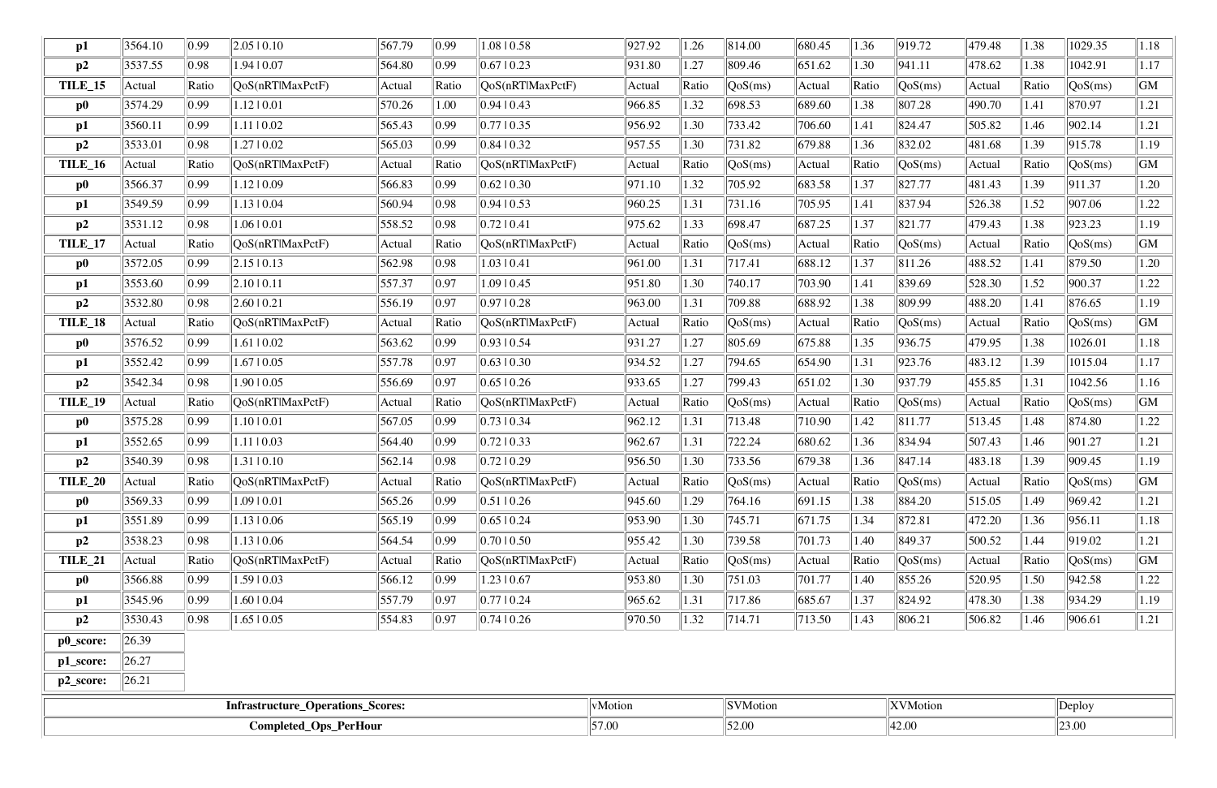| p1 | 3564.10 | 0.99 | 2.05 \| 0.10 | 567.79 | 0.99 | 1.08 \| 0.58 | 927.92 | 1.26 | 814.00 | 680.45 | 1.36 | 919.72 | 479.48 | 1.38 | 1029.35 | 1.18 |
|---|---|---|---|---|---|---|---|---|---|---|---|---|---|---|---|---|
| **p2** | 3537.55 | 0.98 | 1.94 \| 0.07 | 564.80 | 0.99 | 0.67 \| 0.23 | 931.80 | 1.27 | 809.46 | 651.62 | 1.30 | 941.11 | 478.62 | 1.38 | 1042.91 | 1.17 |
| **TILE_15** | Actual | Ratio | QoS(nRT\|MaxPctF) | Actual | Ratio | QoS(nRT\|MaxPctF) | Actual | Ratio | QoS(ms) | Actual | Ratio | QoS(ms) | Actual | Ratio | QoS(ms) | GM |
| **p0** | 3574.29 | 0.99 | 1.12 \| 0.01 | 570.26 | 1.00 | 0.94 \| 0.43 | 966.85 | 1.32 | 698.53 | 689.60 | 1.38 | 807.28 | 490.70 | 1.41 | 870.97 | 1.21 |
| **p1** | 3560.11 | 0.99 | 1.11 \| 0.02 | 565.43 | 0.99 | 0.77 \| 0.35 | 956.92 | 1.30 | 733.42 | 706.60 | 1.41 | 824.47 | 505.82 | 1.46 | 902.14 | 1.21 |
| **p2** | 3533.01 | 0.98 | 1.27 \| 0.02 | 565.03 | 0.99 | 0.84 \| 0.32 | 957.55 | 1.30 | 731.82 | 679.88 | 1.36 | 832.02 | 481.68 | 1.39 | 915.78 | 1.19 |
| **TILE_16** | Actual | Ratio | QoS(nRT\|MaxPctF) | Actual | Ratio | QoS(nRT\|MaxPctF) | Actual | Ratio | QoS(ms) | Actual | Ratio | QoS(ms) | Actual | Ratio | QoS(ms) | GM |
| **p0** | 3566.37 | 0.99 | 1.12 \| 0.09 | 566.83 | 0.99 | 0.62 \| 0.30 | 971.10 | 1.32 | 705.92 | 683.58 | 1.37 | 827.77 | 481.43 | 1.39 | 911.37 | 1.20 |
| **p1** | 3549.59 | 0.99 | 1.13 \| 0.04 | 560.94 | 0.98 | 0.94 \| 0.53 | 960.25 | 1.31 | 731.16 | 705.95 | 1.41 | 837.94 | 526.38 | 1.52 | 907.06 | 1.22 |
| **p2** | 3531.12 | 0.98 | 1.06 \| 0.01 | 558.52 | 0.98 | 0.72 \| 0.41 | 975.62 | 1.33 | 698.47 | 687.25 | 1.37 | 821.77 | 479.43 | 1.38 | 923.23 | 1.19 |
| **TILE_17** | Actual | Ratio | QoS(nRT\|MaxPctF) | Actual | Ratio | QoS(nRT\|MaxPctF) | Actual | Ratio | QoS(ms) | Actual | Ratio | QoS(ms) | Actual | Ratio | QoS(ms) | GM |
| **p0** | 3572.05 | 0.99 | 2.15 \| 0.13 | 562.98 | 0.98 | 1.03 \| 0.41 | 961.00 | 1.31 | 717.41 | 688.12 | 1.37 | 811.26 | 488.52 | 1.41 | 879.50 | 1.20 |
| **p1** | 3553.60 | 0.99 | 2.10 \| 0.11 | 557.37 | 0.97 | 1.09 \| 0.45 | 951.80 | 1.30 | 740.17 | 703.90 | 1.41 | 839.69 | 528.30 | 1.52 | 900.37 | 1.22 |
| **p2** | 3532.80 | 0.98 | 2.60 \| 0.21 | 556.19 | 0.97 | 0.97 \| 0.28 | 963.00 | 1.31 | 709.88 | 688.92 | 1.38 | 809.99 | 488.20 | 1.41 | 876.65 | 1.19 |
| **TILE_18** | Actual | Ratio | QoS(nRT\|MaxPctF) | Actual | Ratio | QoS(nRT\|MaxPctF) | Actual | Ratio | QoS(ms) | Actual | Ratio | QoS(ms) | Actual | Ratio | QoS(ms) | GM |
| **p0** | 3576.52 | 0.99 | 1.61 \| 0.02 | 563.62 | 0.99 | 0.93 \| 0.54 | 931.27 | 1.27 | 805.69 | 675.88 | 1.35 | 936.75 | 479.95 | 1.38 | 1026.01 | 1.18 |
| **p1** | 3552.42 | 0.99 | 1.67 \| 0.05 | 557.78 | 0.97 | 0.63 \| 0.30 | 934.52 | 1.27 | 794.65 | 654.90 | 1.31 | 923.76 | 483.12 | 1.39 | 1015.04 | 1.17 |
| **p2** | 3542.34 | 0.98 | 1.90 \| 0.05 | 556.69 | 0.97 | 0.65 \| 0.26 | 933.65 | 1.27 | 799.43 | 651.02 | 1.30 | 937.79 | 455.85 | 1.31 | 1042.56 | 1.16 |
| **TILE_19** | Actual | Ratio | QoS(nRT\|MaxPctF) | Actual | Ratio | QoS(nRT\|MaxPctF) | Actual | Ratio | QoS(ms) | Actual | Ratio | QoS(ms) | Actual | Ratio | QoS(ms) | GM |
| **p0** | 3575.28 | 0.99 | 1.10 \| 0.01 | 567.05 | 0.99 | 0.73 \| 0.34 | 962.12 | 1.31 | 713.48 | 710.90 | 1.42 | 811.77 | 513.45 | 1.48 | 874.80 | 1.22 |
| **p1** | 3552.65 | 0.99 | 1.11 \| 0.03 | 564.40 | 0.99 | 0.72 \| 0.33 | 962.67 | 1.31 | 722.24 | 680.62 | 1.36 | 834.94 | 507.43 | 1.46 | 901.27 | 1.21 |
| **p2** | 3540.39 | 0.98 | 1.31 \| 0.10 | 562.14 | 0.98 | 0.72 \| 0.29 | 956.50 | 1.30 | 733.56 | 679.38 | 1.36 | 847.14 | 483.18 | 1.39 | 909.45 | 1.19 |
| **TILE_20** | Actual | Ratio | QoS(nRT\|MaxPctF) | Actual | Ratio | QoS(nRT\|MaxPctF) | Actual | Ratio | QoS(ms) | Actual | Ratio | QoS(ms) | Actual | Ratio | QoS(ms) | GM |
| **p0** | 3569.33 | 0.99 | 1.09 \| 0.01 | 565.26 | 0.99 | 0.51 \| 0.26 | 945.60 | 1.29 | 764.16 | 691.15 | 1.38 | 884.20 | 515.05 | 1.49 | 969.42 | 1.21 |
| **p1** | 3551.89 | 0.99 | 1.13 \| 0.06 | 565.19 | 0.99 | 0.65 \| 0.24 | 953.90 | 1.30 | 745.71 | 671.75 | 1.34 | 872.81 | 472.20 | 1.36 | 956.11 | 1.18 |
| **p2** | 3538.23 | 0.98 | 1.13 \| 0.06 | 564.54 | 0.99 | 0.70 \| 0.50 | 955.42 | 1.30 | 739.58 | 701.73 | 1.40 | 849.37 | 500.52 | 1.44 | 919.02 | 1.21 |
| **TILE_21** | Actual | Ratio | QoS(nRT\|MaxPctF) | Actual | Ratio | QoS(nRT\|MaxPctF) | Actual | Ratio | QoS(ms) | Actual | Ratio | QoS(ms) | Actual | Ratio | QoS(ms) | GM |
| **p0** | 3566.88 | 0.99 | 1.59 \| 0.03 | 566.12 | 0.99 | 1.23 \| 0.67 | 953.80 | 1.30 | 751.03 | 701.77 | 1.40 | 855.26 | 520.95 | 1.50 | 942.58 | 1.22 |
| **p1** | 3545.96 | 0.99 | 1.60 \| 0.04 | 557.79 | 0.97 | 0.77 \| 0.24 | 965.62 | 1.31 | 717.86 | 685.67 | 1.37 | 824.92 | 478.30 | 1.38 | 934.29 | 1.19 |
| **p2** | 3530.43 | 0.98 | 1.65 \| 0.05 | 554.83 | 0.97 | 0.74 \| 0.26 | 970.50 | 1.32 | 714.71 | 713.50 | 1.43 | 806.21 | 506.82 | 1.46 | 906.61 | 1.21 |
| **p0_score:** | 26.39 | | | | | | | | | | | | | | | |
| **p1_score:** | 26.27 | | | | | | | | | | | | | | | |
| **p2_score:** | 26.21 | | | | | | | | | | | | | | | |

| **Infrastructure_Operations_Scores:** | vMotion | SVMotion | XVMotion | Deploy |
|---|---|---|---|---|
| **Completed_Ops_PerHour** | 57.00 | 52.00 | 42.00 | 23.00 |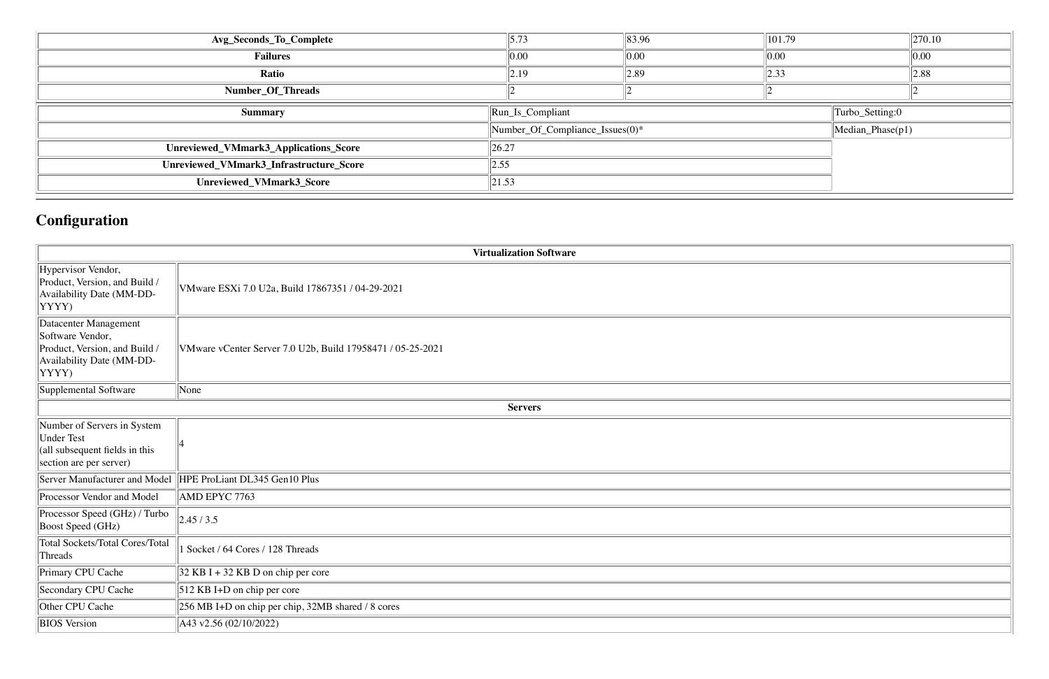| Avg_Seconds_To_Complete | 5.73 | 83.96 | 101.79 | 270.10 |
|---|---|---|---|---|
| Failures | 0.00 | 0.00 | 0.00 | 0.00 |
| Ratio | 2.19 | 2.89 | 2.33 | 2.88 |
| Number_Of_Threads | 2 | 2 | 2 | 2 |

| Summary | Run_Is_Compliant | Turbo_Setting:0 |
|---|---|---|
| | Number_Of_Compliance_Issues(0)* | Median_Phase(p1) |
| Unreviewed_VMmark3_Applications_Score | 26.27 | |
| Unreviewed_VMmark3_Infrastructure_Score | 2.55 | |
| Unreviewed_VMmark3_Score | 21.53 | |

## Configuration

| Virtualization Software | |
|---|---|
| Hypervisor Vendor, Product, Version, and Build / Availability Date (MM-DD-YYYY) | VMware ESXi 7.0 U2a, Build 17867351 / 04-29-2021 |
| Datacenter Management Software Vendor, Product, Version, and Build / Availability Date (MM-DD-YYYY) | VMware vCenter Server 7.0 U2b, Build 17958471 / 05-25-2021 |
| Supplemental Software | None |
| **Servers** | |
| Number of Servers in System Under Test (all subsequent fields in this section are per server) | 4 |
| Server Manufacturer and Model | HPE ProLiant DL345 Gen10 Plus |
| Processor Vendor and Model | AMD EPYC 7763 |
| Processor Speed (GHz) / Turbo Boost Speed (GHz) | 2.45 / 3.5 |
| Total Sockets/Total Cores/Total Threads | 1 Socket / 64 Cores / 128 Threads |
| Primary CPU Cache | 32 KB I + 32 KB D on chip per core |
| Secondary CPU Cache | 512 KB I+D on chip per core |
| Other CPU Cache | 256 MB I+D on chip per chip, 32MB shared / 8 cores |
| BIOS Version | A43 v2.56 (02/10/2022) |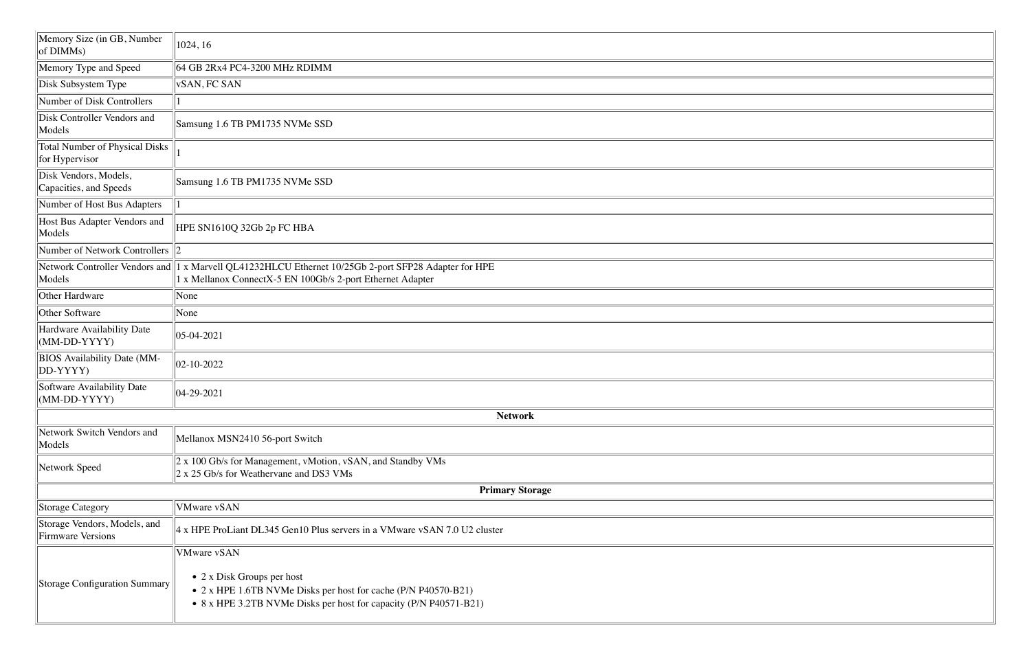| Memory Size (in GB, Number of DIMMs) | 1024, 16 |
|---|---|
| Memory Type and Speed | 64 GB 2Rx4 PC4-3200 MHz RDIMM |
| Disk Subsystem Type | vSAN, FC SAN |
| Number of Disk Controllers | 1 |
| Disk Controller Vendors and Models | Samsung 1.6 TB PM1735 NVMe SSD |
| Total Number of Physical Disks for Hypervisor | 1 |
| Disk Vendors, Models, Capacities, and Speeds | Samsung 1.6 TB PM1735 NVMe SSD |
| Number of Host Bus Adapters | 1 |
| Host Bus Adapter Vendors and Models | HPE SN1610Q 32Gb 2p FC HBA |
| Number of Network Controllers | 2 |
| Network Controller Vendors and Models | 1 x Marvell QL41232HLCU Ethernet 10/25Gb 2-port SFP28 Adapter for HPE<br>1 x Mellanox ConnectX-5 EN 100Gb/s 2-port Ethernet Adapter |
| Other Hardware | None |
| Other Software | None |
| Hardware Availability Date (MM-DD-YYYY) | 05-04-2021 |
| BIOS Availability Date (MM-DD-YYYY) | 02-10-2022 |
| Software Availability Date (MM-DD-YYYY) | 04-29-2021 |
| **Network** | |
| Network Switch Vendors and Models | Mellanox MSN2410 56-port Switch |
| Network Speed | 2 x 100 Gb/s for Management, vMotion, vSAN, and Standby VMs<br>2 x 25 Gb/s for Weathervane and DS3 VMs |
| **Primary Storage** | |
| Storage Category | VMware vSAN |
| Storage Vendors, Models, and Firmware Versions | 4 x HPE ProLiant DL345 Gen10 Plus servers in a VMware vSAN 7.0 U2 cluster |
| Storage Configuration Summary | VMware vSAN<br>• 2 x Disk Groups per host<br>• 2 x HPE 1.6TB NVMe Disks per host for cache (P/N P40570-B21)<br>• 8 x HPE 3.2TB NVMe Disks per host for capacity (P/N P40571-B21) |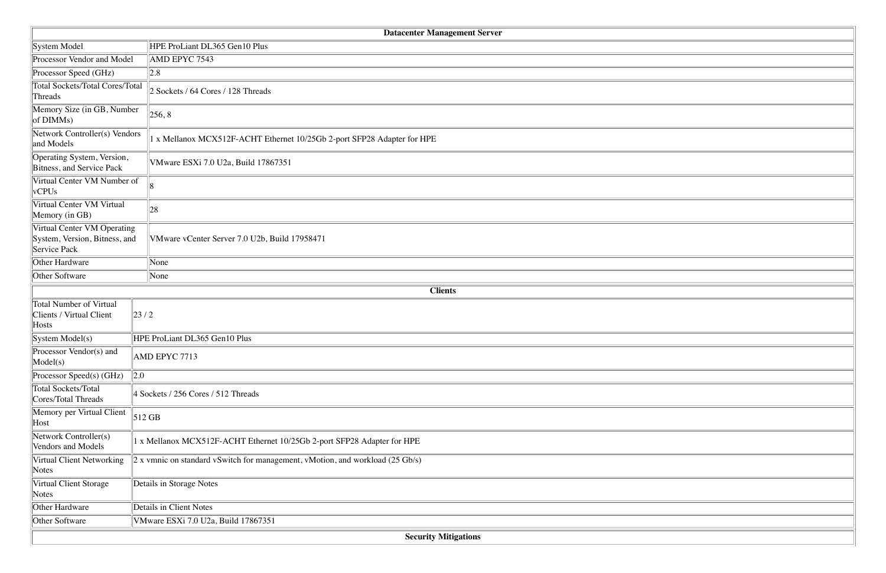| Datacenter Management Server | |
|---|---|
| System Model | HPE ProLiant DL365 Gen10 Plus |
| Processor Vendor and Model | AMD EPYC 7543 |
| Processor Speed (GHz) | 2.8 |
| Total Sockets/Total Cores/Total Threads | 2 Sockets / 64 Cores / 128 Threads |
| Memory Size (in GB, Number of DIMMs) | 256, 8 |
| Network Controller(s) Vendors and Models | 1 x Mellanox MCX512F-ACHT Ethernet 10/25Gb 2-port SFP28 Adapter for HPE |
| Operating System, Version, Bitness, and Service Pack | VMware ESXi 7.0 U2a, Build 17867351 |
| Virtual Center VM Number of vCPUs | 8 |
| Virtual Center VM Virtual Memory (in GB) | 28 |
| Virtual Center VM Operating System, Version, Bitness, and Service Pack | VMware vCenter Server 7.0 U2b, Build 17958471 |
| Other Hardware | None |
| Other Software | None |

| Clients | |
|---|---|
| Total Number of Virtual Clients / Virtual Client Hosts | 23 / 2 |
| System Model(s) | HPE ProLiant DL365 Gen10 Plus |
| Processor Vendor(s) and Model(s) | AMD EPYC 7713 |
| Processor Speed(s) (GHz) | 2.0 |
| Total Sockets/Total Cores/Total Threads | 4 Sockets / 256 Cores / 512 Threads |
| Memory per Virtual Client Host | 512 GB |
| Network Controller(s) Vendors and Models | 1 x Mellanox MCX512F-ACHT Ethernet 10/25Gb 2-port SFP28 Adapter for HPE |
| Virtual Client Networking Notes | 2 x vmnic on standard vSwitch for management, vMotion, and workload (25 Gb/s) |
| Virtual Client Storage Notes | Details in Storage Notes |
| Other Hardware | Details in Client Notes |
| Other Software | VMware ESXi 7.0 U2a, Build 17867351 |

| Security Mitigations |
|---|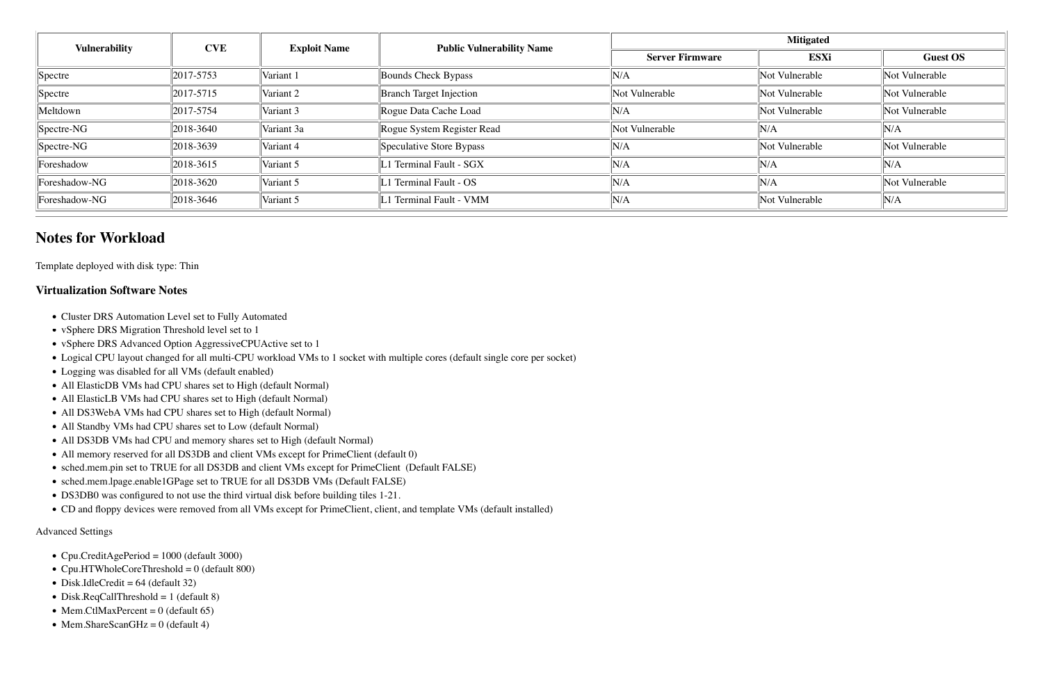| Vulnerability | CVE | Exploit Name | Public Vulnerability Name | Mitigated | | |
|---|---|---|---|---|---|---|
| | | | | Server Firmware | ESXi | Guest OS |
| Spectre | 2017-5753 | Variant 1 | Bounds Check Bypass | N/A | Not Vulnerable | Not Vulnerable |
| Spectre | 2017-5715 | Variant 2 | Branch Target Injection | Not Vulnerable | Not Vulnerable | Not Vulnerable |
| Meltdown | 2017-5754 | Variant 3 | Rogue Data Cache Load | N/A | Not Vulnerable | Not Vulnerable |
| Spectre-NG | 2018-3640 | Variant 3a | Rogue System Register Read | Not Vulnerable | N/A | N/A |
| Spectre-NG | 2018-3639 | Variant 4 | Speculative Store Bypass | N/A | Not Vulnerable | Not Vulnerable |
| Foreshadow | 2018-3615 | Variant 5 | L1 Terminal Fault - SGX | N/A | N/A | N/A |
| Foreshadow-NG | 2018-3620 | Variant 5 | L1 Terminal Fault - OS | N/A | N/A | Not Vulnerable |
| Foreshadow-NG | 2018-3646 | Variant 5 | L1 Terminal Fault - VMM | N/A | Not Vulnerable | N/A |

## Notes for Workload

Template deployed with disk type: Thin

### Virtualization Software Notes

- Cluster DRS Automation Level set to Fully Automated
- vSphere DRS Migration Threshold level set to 1
- vSphere DRS Advanced Option AggressiveCPUActive set to 1
- Logical CPU layout changed for all multi-CPU workload VMs to 1 socket with multiple cores (default single core per socket)
- Logging was disabled for all VMs (default enabled)
- All ElasticDB VMs had CPU shares set to High (default Normal)
- All ElasticLB VMs had CPU shares set to High (default Normal)
- All DS3WebA VMs had CPU shares set to High (default Normal)
- All Standby VMs had CPU shares set to Low (default Normal)
- All DS3DB VMs had CPU and memory shares set to High (default Normal)
- All memory reserved for all DS3DB and client VMs except for PrimeClient (default 0)
- sched.mem.pin set to TRUE for all DS3DB and client VMs except for PrimeClient (Default FALSE)
- sched.mem.lpage.enable1GPage set to TRUE for all DS3DB VMs (Default FALSE)
- DS3DB0 was configured to not use the third virtual disk before building tiles 1-21.
- CD and floppy devices were removed from all VMs except for PrimeClient, client, and template VMs (default installed)

Advanced Settings

- Cpu.CreditAgePeriod = 1000 (default 3000)
- Cpu.HTWholeCoreThreshold = 0 (default 800)
- Disk.IdleCredit = 64 (default 32)
- Disk.ReqCallThreshold = 1 (default 8)
- Mem.CtlMaxPercent = 0 (default 65)
- Mem.ShareScanGHz = 0 (default 4)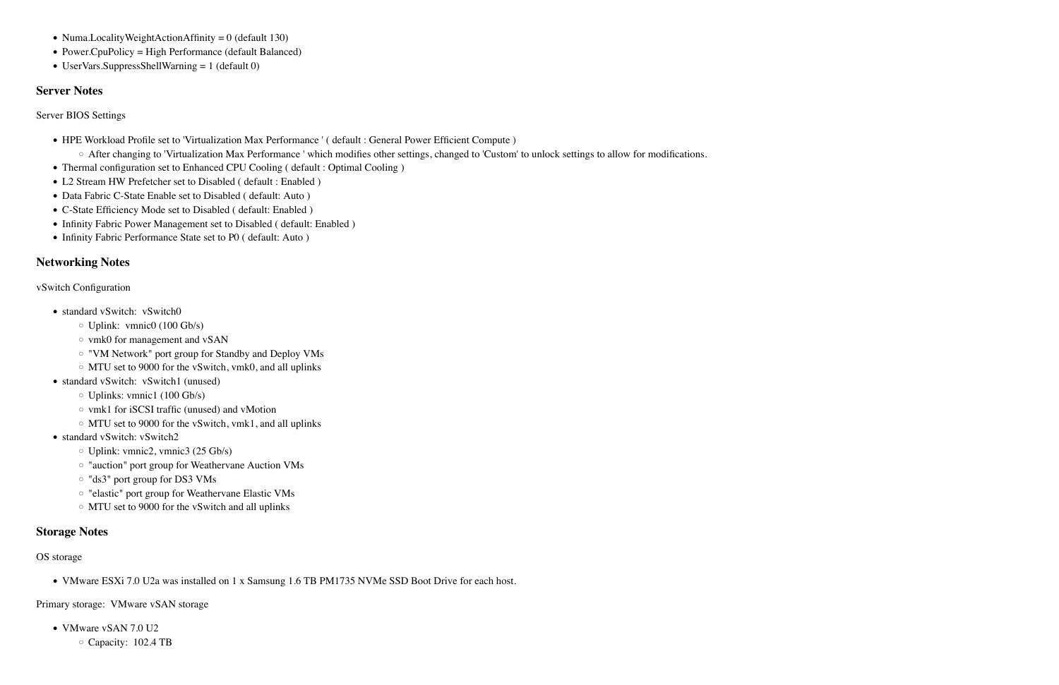- Numa.LocalityWeightActionAffinity = 0 (default 130)
- Power.CpuPolicy = High Performance (default Balanced)
- UserVars.SuppressShellWarning = 1 (default 0)

### Server Notes

Server BIOS Settings

- HPE Workload Profile set to 'Virtualization Max Performance ' ( default : General Power Efficient Compute )
  - After changing to 'Virtualization Max Performance ' which modifies other settings, changed to 'Custom' to unlock settings to allow for modifications.
- Thermal configuration set to Enhanced CPU Cooling ( default : Optimal Cooling )
- L2 Stream HW Prefetcher set to Disabled ( default : Enabled )
- Data Fabric C-State Enable set to Disabled ( default: Auto )
- C-State Efficiency Mode set to Disabled ( default: Enabled )
- Infinity Fabric Power Management set to Disabled ( default: Enabled )
- Infinity Fabric Performance State set to P0 ( default: Auto )

### Networking Notes

vSwitch Configuration

- standard vSwitch: vSwitch0
  - Uplink: vmnic0 (100 Gb/s)
  - vmk0 for management and vSAN
  - "VM Network" port group for Standby and Deploy VMs
  - MTU set to 9000 for the vSwitch, vmk0, and all uplinks
- standard vSwitch: vSwitch1 (unused)
  - Uplinks: vmnic1 (100 Gb/s)
  - vmk1 for iSCSI traffic (unused) and vMotion
  - MTU set to 9000 for the vSwitch, vmk1, and all uplinks
- standard vSwitch: vSwitch2
  - Uplink: vmnic2, vmnic3 (25 Gb/s)
  - "auction" port group for Weathervane Auction VMs
  - "ds3" port group for DS3 VMs
  - "elastic" port group for Weathervane Elastic VMs
  - MTU set to 9000 for the vSwitch and all uplinks

### Storage Notes

OS storage

- VMware ESXi 7.0 U2a was installed on 1 x Samsung 1.6 TB PM1735 NVMe SSD Boot Drive for each host.

Primary storage: VMware vSAN storage

- VMware vSAN 7.0 U2
  - Capacity: 102.4 TB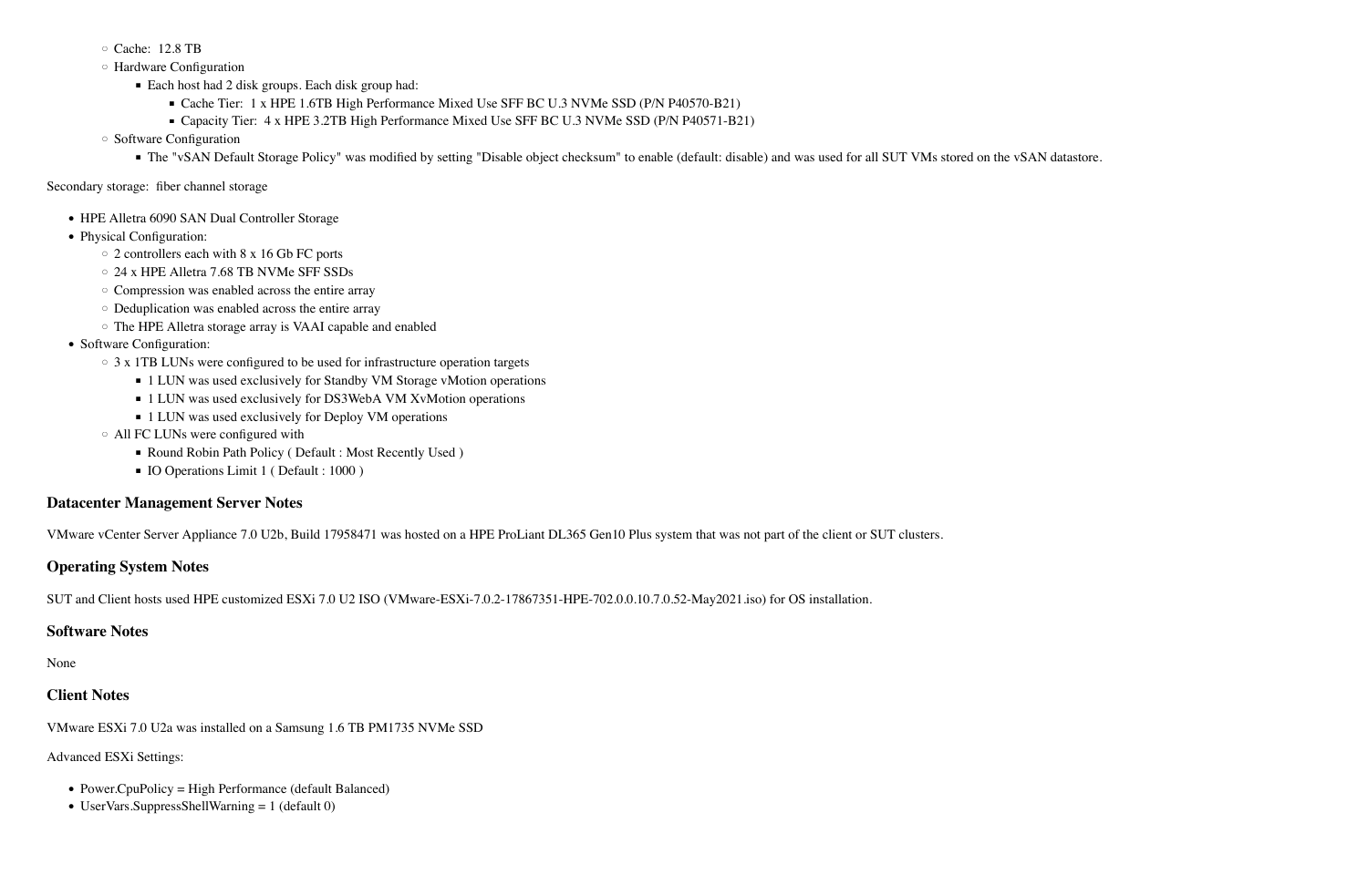- Cache: 12.8 TB
- Hardware Configuration
  - Each host had 2 disk groups. Each disk group had:
    - Cache Tier: 1 x HPE 1.6TB High Performance Mixed Use SFF BC U.3 NVMe SSD (P/N P40570-B21)
    - Capacity Tier: 4 x HPE 3.2TB High Performance Mixed Use SFF BC U.3 NVMe SSD (P/N P40571-B21)
- Software Configuration
  - The "vSAN Default Storage Policy" was modified by setting "Disable object checksum" to enable (default: disable) and was used for all SUT VMs stored on the vSAN datastore.

Secondary storage: fiber channel storage

- HPE Alletra 6090 SAN Dual Controller Storage
- Physical Configuration:
  - 2 controllers each with 8 x 16 Gb FC ports
  - 24 x HPE Alletra 7.68 TB NVMe SFF SSDs
  - Compression was enabled across the entire array
  - Deduplication was enabled across the entire array
  - The HPE Alletra storage array is VAAI capable and enabled
- Software Configuration:
  - 3 x 1TB LUNs were configured to be used for infrastructure operation targets
    - 1 LUN was used exclusively for Standby VM Storage vMotion operations
    - 1 LUN was used exclusively for DS3WebA VM XvMotion operations
    - 1 LUN was used exclusively for Deploy VM operations
  - All FC LUNs were configured with
    - Round Robin Path Policy ( Default : Most Recently Used )
    - IO Operations Limit 1 ( Default : 1000 )

### Datacenter Management Server Notes

VMware vCenter Server Appliance 7.0 U2b, Build 17958471 was hosted on a HPE ProLiant DL365 Gen10 Plus system that was not part of the client or SUT clusters.

### Operating System Notes

SUT and Client hosts used HPE customized ESXi 7.0 U2 ISO (VMware-ESXi-7.0.2-17867351-HPE-702.0.0.10.7.0.52-May2021.iso) for OS installation.

### Software Notes

None

### Client Notes

VMware ESXi 7.0 U2a was installed on a Samsung 1.6 TB PM1735 NVMe SSD

Advanced ESXi Settings:

- Power.CpuPolicy = High Performance (default Balanced)
- UserVars.SuppressShellWarning = 1 (default 0)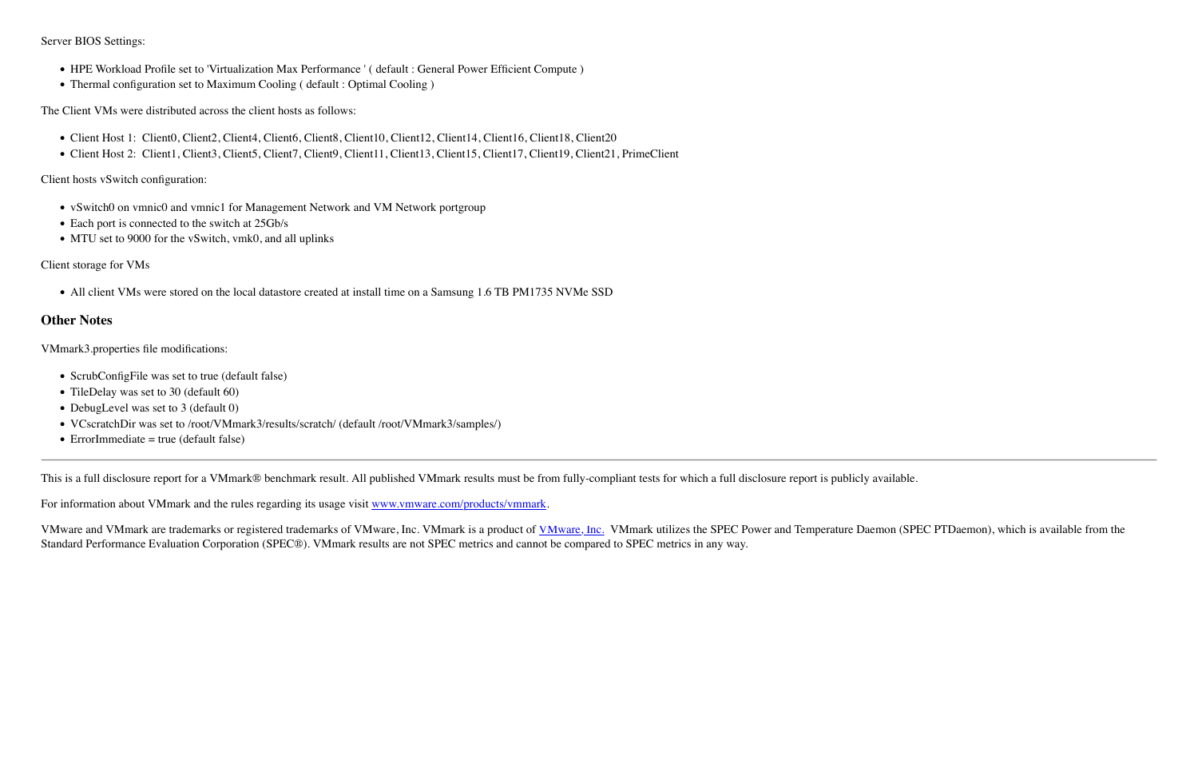Server BIOS Settings:

- HPE Workload Profile set to 'Virtualization Max Performance ' ( default : General Power Efficient Compute )
- Thermal configuration set to Maximum Cooling ( default : Optimal Cooling )

The Client VMs were distributed across the client hosts as follows:

- Client Host 1: Client0, Client2, Client4, Client6, Client8, Client10, Client12, Client14, Client16, Client18, Client20
- Client Host 2: Client1, Client3, Client5, Client7, Client9, Client11, Client13, Client15, Client17, Client19, Client21, PrimeClient

Client hosts vSwitch configuration:

- vSwitch0 on vmnic0 and vmnic1 for Management Network and VM Network portgroup
- Each port is connected to the switch at 25Gb/s
- MTU set to 9000 for the vSwitch, vmk0, and all uplinks

Client storage for VMs

- All client VMs were stored on the local datastore created at install time on a Samsung 1.6 TB PM1735 NVMe SSD

### Other Notes

VMmark3.properties file modifications:

- ScrubConfigFile was set to true (default false)
- TileDelay was set to 30 (default 60)
- DebugLevel was set to 3 (default 0)
- VCscratchDir was set to /root/VMmark3/results/scratch/ (default /root/VMmark3/samples/)
- ErrorImmediate = true (default false)

---

This is a full disclosure report for a VMmark® benchmark result. All published VMmark results must be from fully-compliant tests for which a full disclosure report is publicly available.

For information about VMmark and the rules regarding its usage visit [www.vmware.com/products/vmmark](www.vmware.com/products/vmmark).

VMware and VMmark are trademarks or registered trademarks of VMware, Inc. VMmark is a product of [VMware, Inc.](VMware, Inc.) VMmark utilizes the SPEC Power and Temperature Daemon (SPEC PTDaemon), which is available from the Standard Performance Evaluation Corporation (SPEC®). VMmark results are not SPEC metrics and cannot be compared to SPEC metrics in any way.